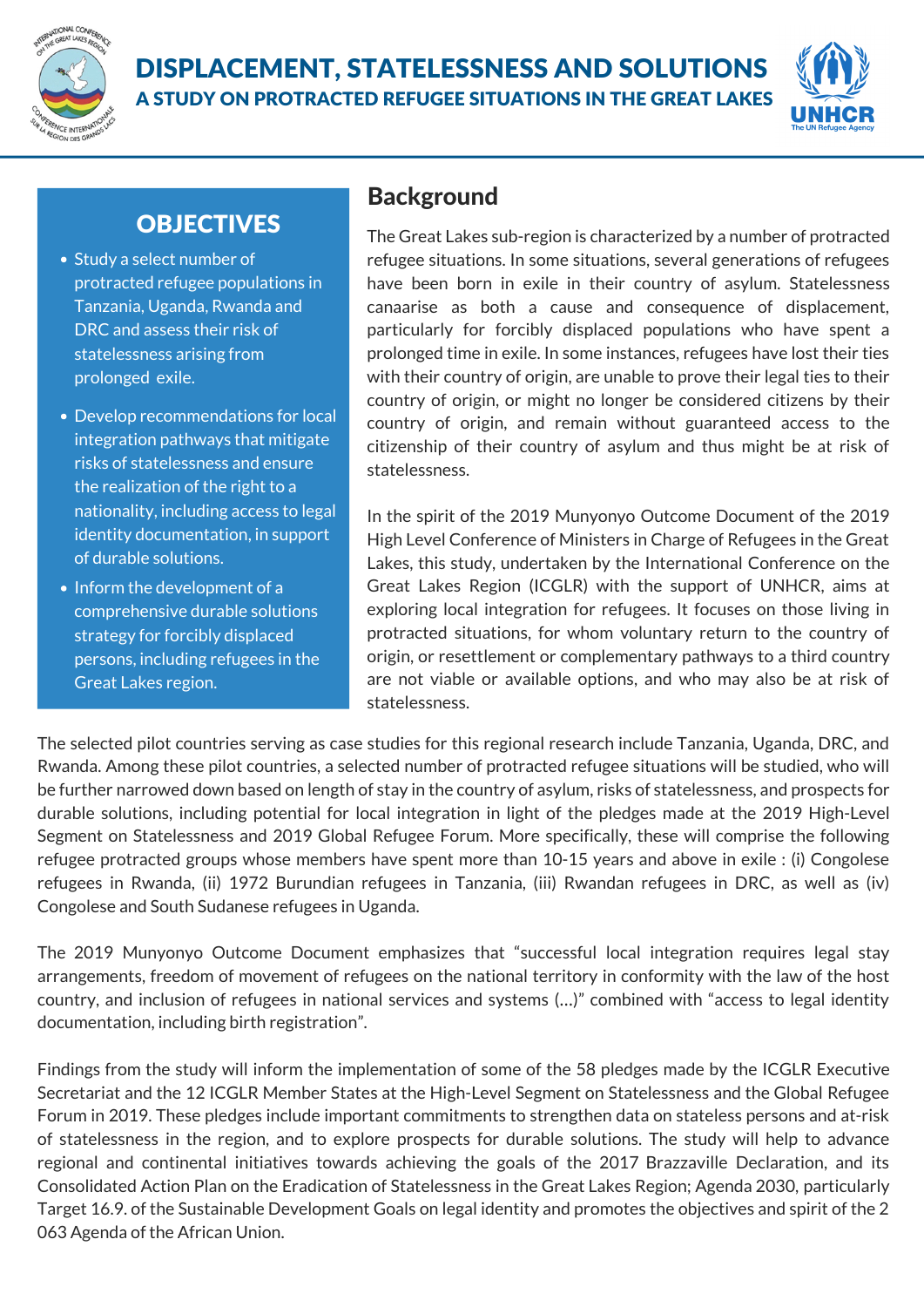# DISPLACEMENT, STATELESSNESS AND SOLUTIONS

## A STUDY ON PROTRACTED REFUGEE SITUATIONS IN THE GREAT LAKES

## OBJECTIVES

- Study a select number of protracted refugee populations in Tanzania, Uganda, Rwanda and DRC and assess their risk of statelessness arising from prolonged exile.
- Develop recommendations for local integration pathways that mitigate risks of statelessness and ensure the realization of the right to a nationality, including access to legal identity documentation, in support of durable solutions.
- Inform the development of a comprehensive durable solutions strategy for forcibly displaced persons, including refugees in the Great Lakes region.

## Background

The Great Lakes sub-region is characterized by a number of protracted refugee situations. In some situations, several generations of refugees have been born in exile in their country of asylum. Statelessness canaarise as both a cause and consequence of displacement, particularly for forcibly displaced populations who have spent a prolonged time in exile. In some instances, refugees have lost their ties with their country of origin, are unable to prove their legal ties to their country of origin, or might no longer be considered citizens by their country of origin, and remain without guaranteed access to the citizenship of their country of asylum and thus might be at risk of statelessness.

In the spirit of the 2019 Munyonyo Outcome Document of the 2019 High Level Conference of Ministers in Charge of Refugees in the Great Lakes, this study, undertaken by the International Conference on the Great Lakes Region (ICGLR) with the support of UNHCR, aims at exploring local integration for refugees. It focuses on those living in protracted situations, for whom voluntary return to the country of origin, or resettlement or complementary pathways to a third country are not viable or available options, and who may also be at risk of statelessness.

The selected pilot countries serving as case studies for this regional research include Tanzania, Uganda, DRC, and Rwanda. Among these pilot countries, a selected number of protracted refugee situations will be studied, who will be further narrowed down based on length of stay in the country of asylum, risks of statelessness, and prospects for durable solutions, including potential for local integration in light of the pledges made at the 2019 High-Level Segment on Statelessness and 2019 Global Refugee Forum. More specifically, these will comprise the following refugee protracted groups whose members have spent more than 10-15 years and above in exile : (i) Congolese refugees in Rwanda, (ii) 1972 Burundian refugees in Tanzania, (iii) Rwandan refugees in DRC, as well as (iv) Congolese and South Sudanese refugees in Uganda.

The 2019 Munyonyo Outcome Document emphasizes that "successful local integration requires legal stay arrangements, freedom of movement of refugees on the national territory in conformity with the law of the host country, and inclusion of refugees in national services and systems (…)" combined with "access to legal identity documentation, including birth registration".

Findings from the study will inform the implementation of some of the 58 pledges made by the ICGLR Executive Secretariat and the 12 ICGLR Member States at the High-Level Segment on Statelessness and the Global Refugee Forum in 2019. These pledges include important commitments to strengthen data on stateless persons and at-risk of statelessness in the region, and to explore prospects for durable solutions. The study will help to advance regional and continental initiatives towards achieving the goals of the 2017 Brazzaville Declaration, and its Consolidated Action Plan on the Eradication of Statelessness in the Great Lakes Region; Agenda 2030, particularly Target 16.9. of the Sustainable Development Goals on legal identity and promotes the objectives and spirit of the 2 063 Agenda of the African Union.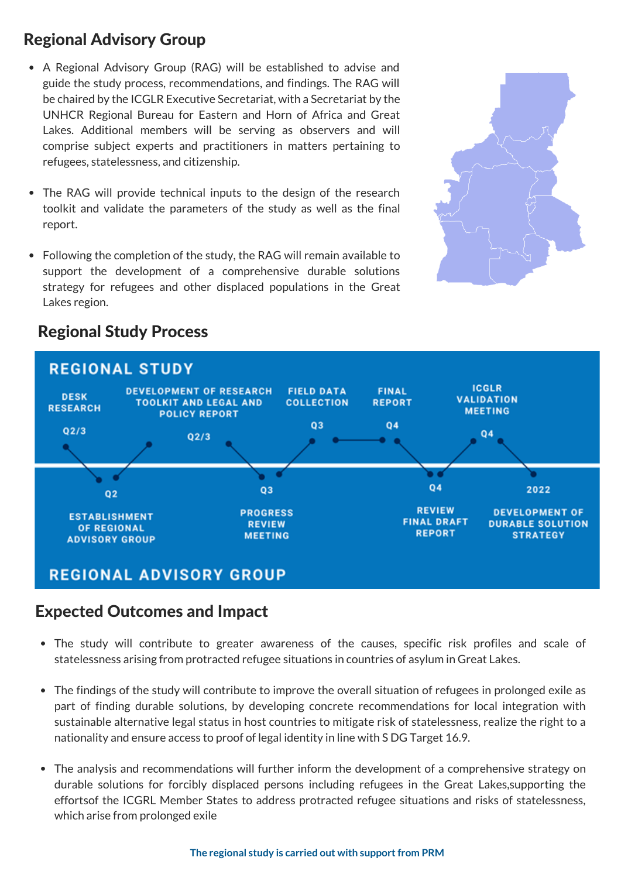## Regional Advisory Group

- A Regional Advisory Group (RAG) will be established to advise and guide the study process, recommendations, and findings. The RAG will be chaired by the ICGLR Executive Secretariat, with a Secretariat by the UNHCR Regional Bureau for Eastern and Horn of Africa and Great Lakes. Additional members will be serving as observers and will comprise subject experts and practitioners in matters pertaining to refugees, statelessness, and citizenship.
- The RAG will provide technical inputs to the design of the research toolkit and validate the parameters of the study as well as the final report.
- Following the completion of the study, the RAG will remain available to support the development of a comprehensive durable solutions strategy for refugees and other displaced populations in the Great Lakes region.

## Regional Study Process

REGIONAL STUDY

DESK RESEARCH
Q2/3

DEVELOPMENT OF RESEARCH TOOLKIT AND LEGAL AND POLICY REPORT
Q2/3

FIELD DATA COLLECTION
Q3

FINAL REPORT
Q4

ICGLR VALIDATION MEETING
Q4

Q2
ESTABLISHMENT OF REGIONAL ADVISORY GROUP

Q3
PROGRESS REVIEW MEETING

Q4
REVIEW FINAL DRAFT REPORT

2022
DEVELOPMENT OF DURABLE SOLUTION STRATEGY

REGIONAL ADVISORY GROUP

## Expected Outcomes and Impact

- The study will contribute to greater awareness of the causes, specific risk profiles and scale of statelessness arising from protracted refugee situations in countries of asylum in Great Lakes.
- The findings of the study will contribute to improve the overall situation of refugees in prolonged exile as part of finding durable solutions, by developing concrete recommendations for local integration with sustainable alternative legal status in host countries to mitigate risk of statelessness, realize the right to a nationality and ensure access to proof of legal identity in line with S DG Target 16.9.
- The analysis and recommendations will further inform the development of a comprehensive strategy on durable solutions for forcibly displaced persons including refugees in the Great Lakes,supporting the effortsof the ICGRL Member States to address protracted refugee situations and risks of statelessness, which arise from prolonged exile

**The regional study is carried out with support from PRM**